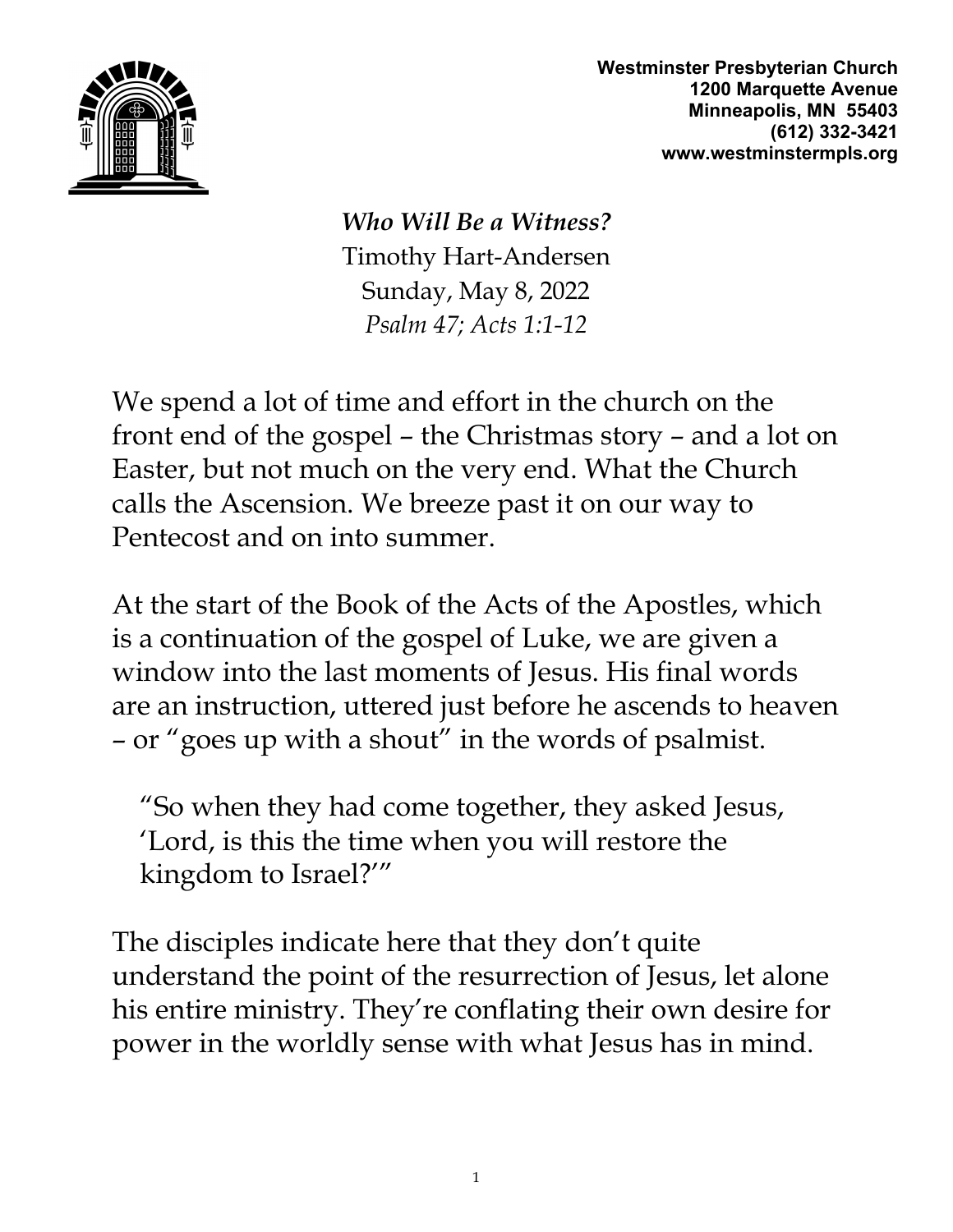**Westminster Presbyterian Church**
**1200 Marquette Avenue**
**Minneapolis, MN 55403**
**(612) 332-3421**
**www.westminstermpls.org**

***Who Will Be a Witness?***
Timothy Hart-Andersen
Sunday, May 8, 2022
*Psalm 47; Acts 1:1-12*

We spend a lot of time and effort in the church on the front end of the gospel – the Christmas story – and a lot on Easter, but not much on the very end. What the Church calls the Ascension. We breeze past it on our way to Pentecost and on into summer.

At the start of the Book of the Acts of the Apostles, which is a continuation of the gospel of Luke, we are given a window into the last moments of Jesus. His final words are an instruction, uttered just before he ascends to heaven – or "goes up with a shout" in the words of psalmist.

> "So when they had come together, they asked Jesus, 'Lord, is this the time when you will restore the kingdom to Israel?'"

The disciples indicate here that they don't quite understand the point of the resurrection of Jesus, let alone his entire ministry. They're conflating their own desire for power in the worldly sense with what Jesus has in mind.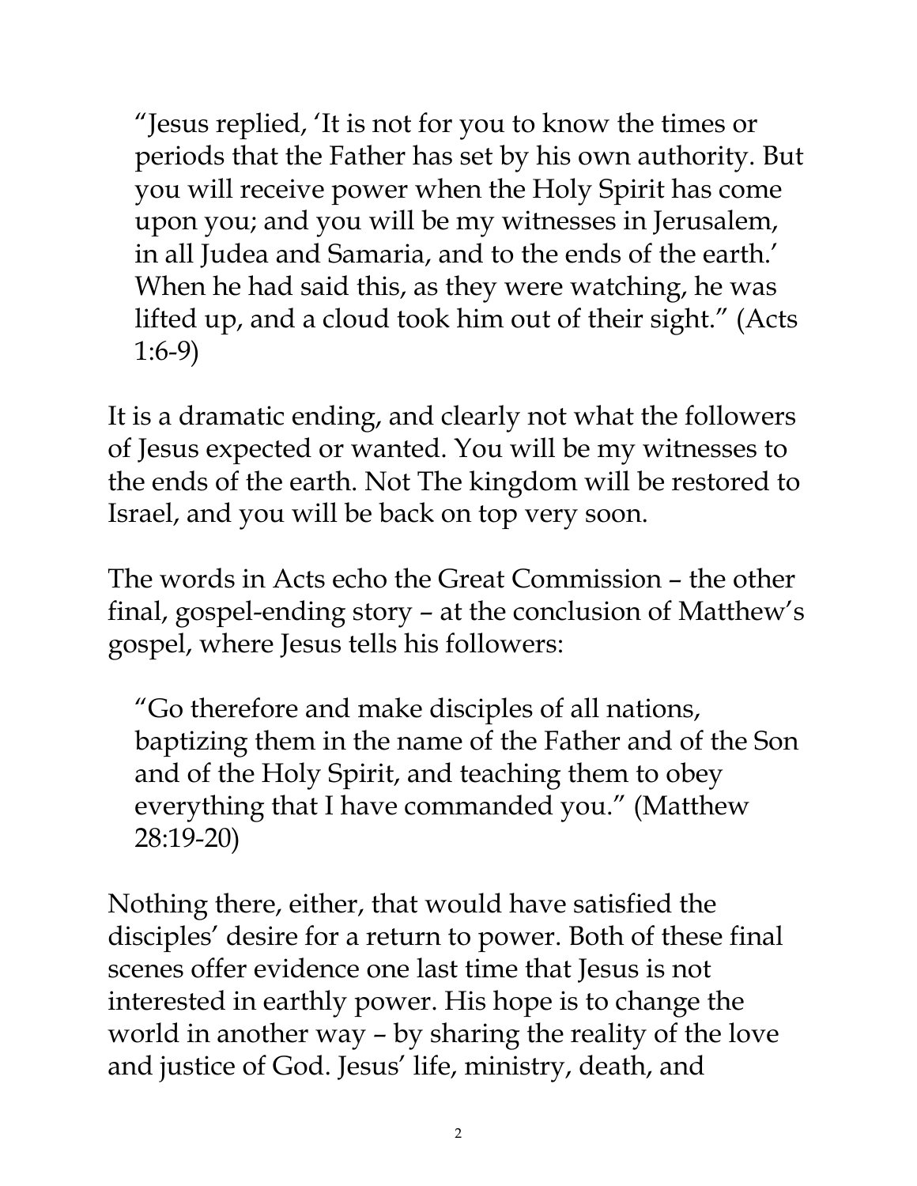> "Jesus replied, 'It is not for you to know the times or periods that the Father has set by his own authority. But you will receive power when the Holy Spirit has come upon you; and you will be my witnesses in Jerusalem, in all Judea and Samaria, and to the ends of the earth.' When he had said this, as they were watching, he was lifted up, and a cloud took him out of their sight." (Acts 1:6-9)

It is a dramatic ending, and clearly not what the followers of Jesus expected or wanted. You will be my witnesses to the ends of the earth. Not The kingdom will be restored to Israel, and you will be back on top very soon.

The words in Acts echo the Great Commission – the other final, gospel-ending story – at the conclusion of Matthew's gospel, where Jesus tells his followers:

> "Go therefore and make disciples of all nations, baptizing them in the name of the Father and of the Son and of the Holy Spirit, and teaching them to obey everything that I have commanded you." (Matthew 28:19-20)

Nothing there, either, that would have satisfied the disciples' desire for a return to power. Both of these final scenes offer evidence one last time that Jesus is not interested in earthly power. His hope is to change the world in another way – by sharing the reality of the love and justice of God. Jesus' life, ministry, death, and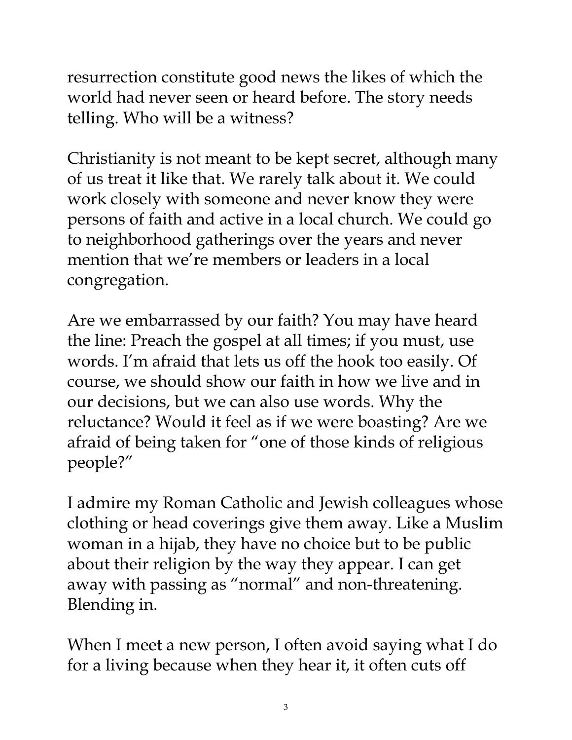resurrection constitute good news the likes of which the world had never seen or heard before. The story needs telling. Who will be a witness?

Christianity is not meant to be kept secret, although many of us treat it like that. We rarely talk about it. We could work closely with someone and never know they were persons of faith and active in a local church. We could go to neighborhood gatherings over the years and never mention that we're members or leaders in a local congregation.

Are we embarrassed by our faith? You may have heard the line: Preach the gospel at all times; if you must, use words. I'm afraid that lets us off the hook too easily. Of course, we should show our faith in how we live and in our decisions, but we can also use words. Why the reluctance? Would it feel as if we were boasting? Are we afraid of being taken for "one of those kinds of religious people?"

I admire my Roman Catholic and Jewish colleagues whose clothing or head coverings give them away. Like a Muslim woman in a hijab, they have no choice but to be public about their religion by the way they appear. I can get away with passing as "normal" and non-threatening. Blending in.

When I meet a new person, I often avoid saying what I do for a living because when they hear it, it often cuts off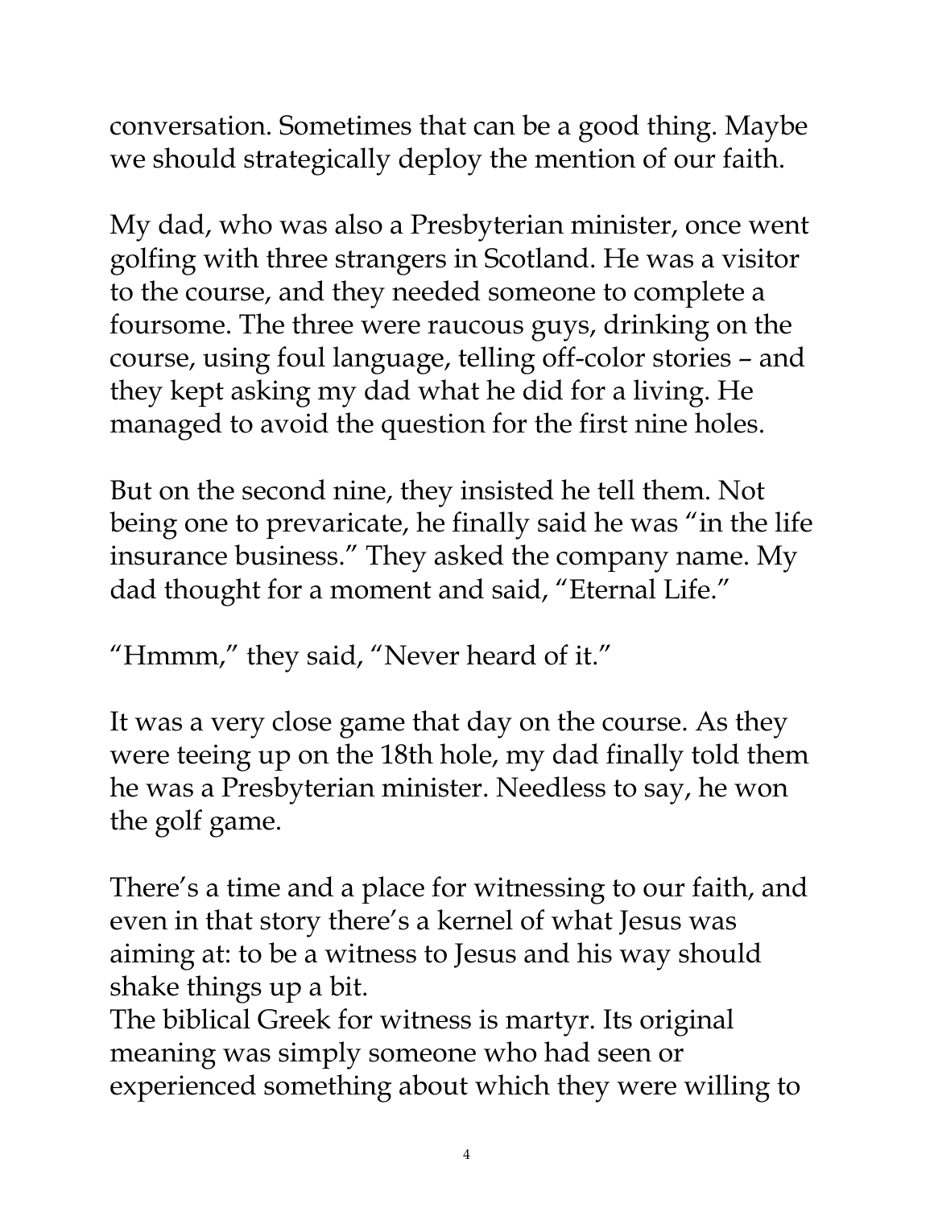conversation. Sometimes that can be a good thing. Maybe we should strategically deploy the mention of our faith.

My dad, who was also a Presbyterian minister, once went golfing with three strangers in Scotland. He was a visitor to the course, and they needed someone to complete a foursome. The three were raucous guys, drinking on the course, using foul language, telling off-color stories – and they kept asking my dad what he did for a living. He managed to avoid the question for the first nine holes.

But on the second nine, they insisted he tell them. Not being one to prevaricate, he finally said he was "in the life insurance business." They asked the company name. My dad thought for a moment and said, "Eternal Life."

"Hmmm," they said, "Never heard of it."

It was a very close game that day on the course. As they were teeing up on the 18th hole, my dad finally told them he was a Presbyterian minister. Needless to say, he won the golf game.

There's a time and a place for witnessing to our faith, and even in that story there's a kernel of what Jesus was aiming at: to be a witness to Jesus and his way should shake things up a bit.
The biblical Greek for witness is martyr. Its original meaning was simply someone who had seen or experienced something about which they were willing to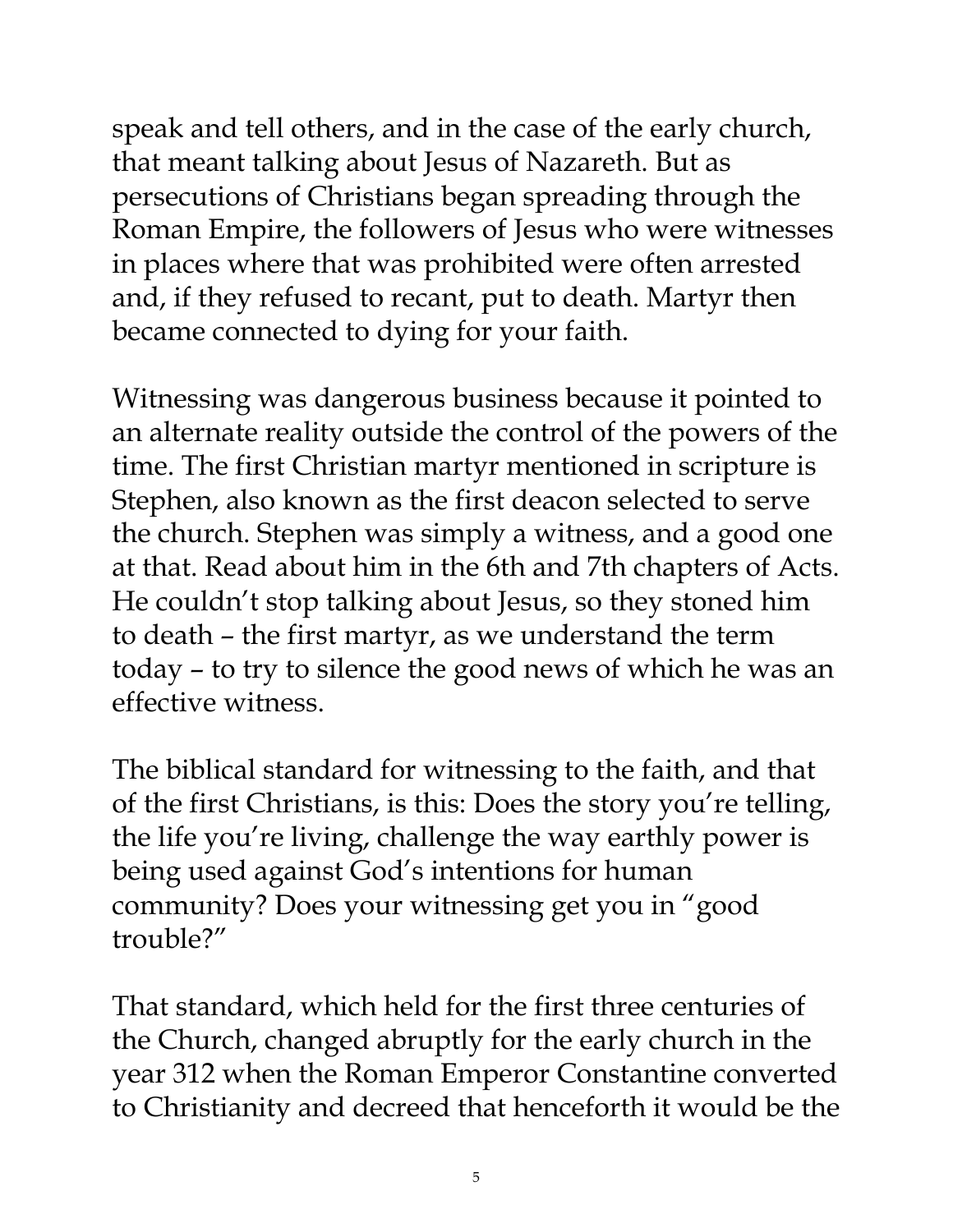speak and tell others, and in the case of the early church, that meant talking about Jesus of Nazareth. But as persecutions of Christians began spreading through the Roman Empire, the followers of Jesus who were witnesses in places where that was prohibited were often arrested and, if they refused to recant, put to death. Martyr then became connected to dying for your faith.

Witnessing was dangerous business because it pointed to an alternate reality outside the control of the powers of the time. The first Christian martyr mentioned in scripture is Stephen, also known as the first deacon selected to serve the church. Stephen was simply a witness, and a good one at that. Read about him in the 6th and 7th chapters of Acts. He couldn't stop talking about Jesus, so they stoned him to death – the first martyr, as we understand the term today – to try to silence the good news of which he was an effective witness.

The biblical standard for witnessing to the faith, and that of the first Christians, is this: Does the story you're telling, the life you're living, challenge the way earthly power is being used against God's intentions for human community? Does your witnessing get you in "good trouble?"

That standard, which held for the first three centuries of the Church, changed abruptly for the early church in the year 312 when the Roman Emperor Constantine converted to Christianity and decreed that henceforth it would be the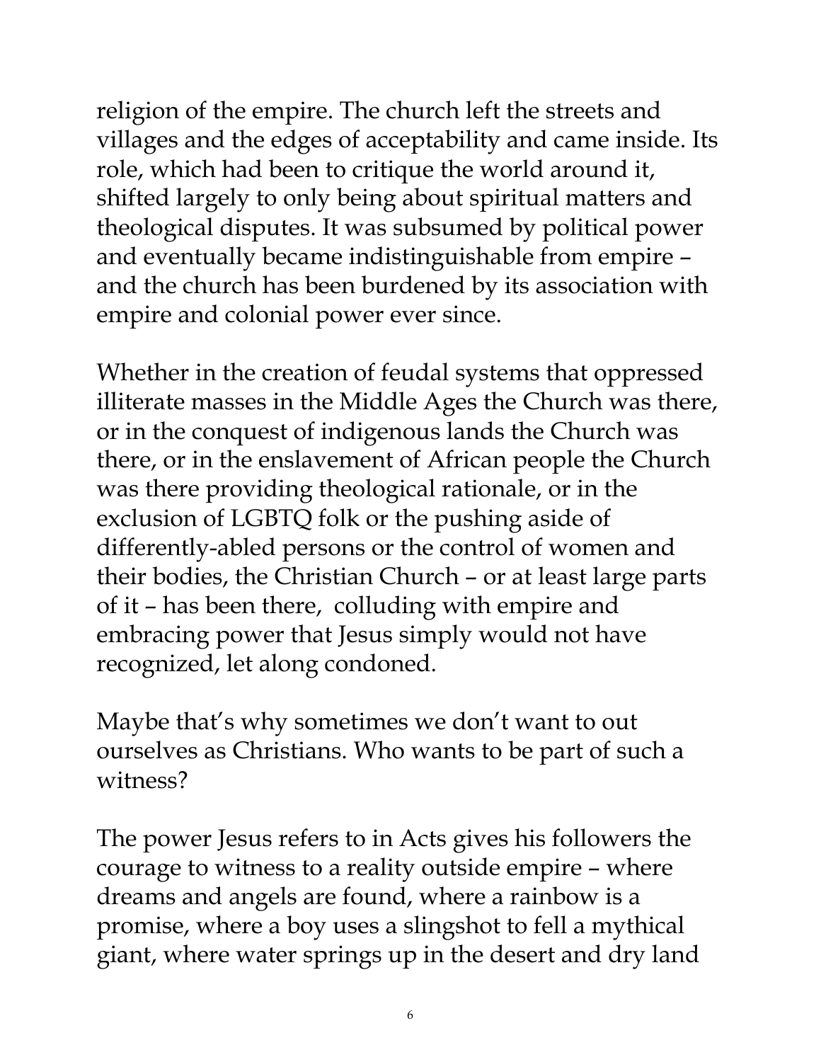religion of the empire. The church left the streets and villages and the edges of acceptability and came inside. Its role, which had been to critique the world around it, shifted largely to only being about spiritual matters and theological disputes. It was subsumed by political power and eventually became indistinguishable from empire – and the church has been burdened by its association with empire and colonial power ever since.

Whether in the creation of feudal systems that oppressed illiterate masses in the Middle Ages the Church was there, or in the conquest of indigenous lands the Church was there, or in the enslavement of African people the Church was there providing theological rationale, or in the exclusion of LGBTQ folk or the pushing aside of differently-abled persons or the control of women and their bodies, the Christian Church – or at least large parts of it – has been there,  colluding with empire and embracing power that Jesus simply would not have recognized, let along condoned.

Maybe that's why sometimes we don't want to out ourselves as Christians. Who wants to be part of such a witness?

The power Jesus refers to in Acts gives his followers the courage to witness to a reality outside empire – where dreams and angels are found, where a rainbow is a promise, where a boy uses a slingshot to fell a mythical giant, where water springs up in the desert and dry land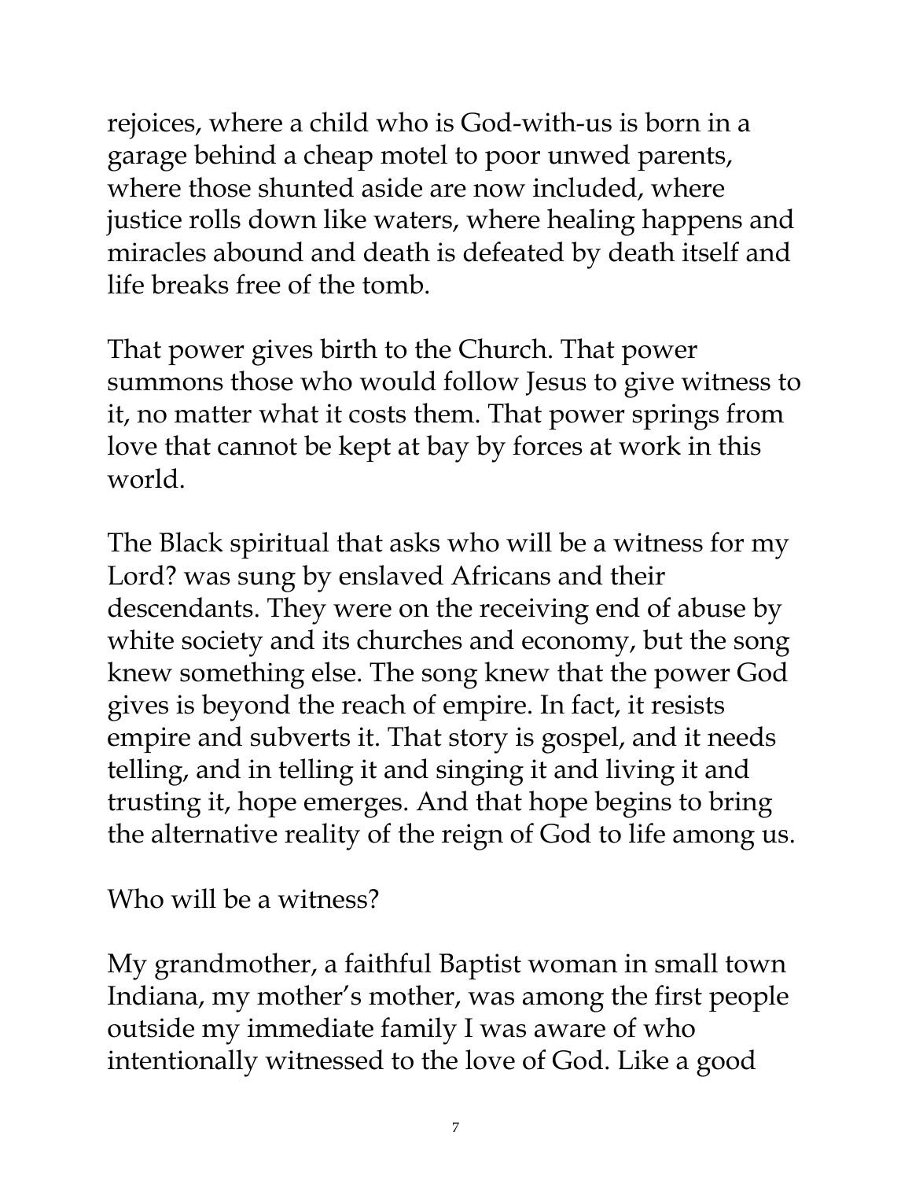rejoices, where a child who is God-with-us is born in a garage behind a cheap motel to poor unwed parents, where those shunted aside are now included, where justice rolls down like waters, where healing happens and miracles abound and death is defeated by death itself and life breaks free of the tomb.

That power gives birth to the Church. That power summons those who would follow Jesus to give witness to it, no matter what it costs them. That power springs from love that cannot be kept at bay by forces at work in this world.

The Black spiritual that asks who will be a witness for my Lord? was sung by enslaved Africans and their descendants. They were on the receiving end of abuse by white society and its churches and economy, but the song knew something else. The song knew that the power God gives is beyond the reach of empire. In fact, it resists empire and subverts it. That story is gospel, and it needs telling, and in telling it and singing it and living it and trusting it, hope emerges. And that hope begins to bring the alternative reality of the reign of God to life among us.

Who will be a witness?

My grandmother, a faithful Baptist woman in small town Indiana, my mother's mother, was among the first people outside my immediate family I was aware of who intentionally witnessed to the love of God. Like a good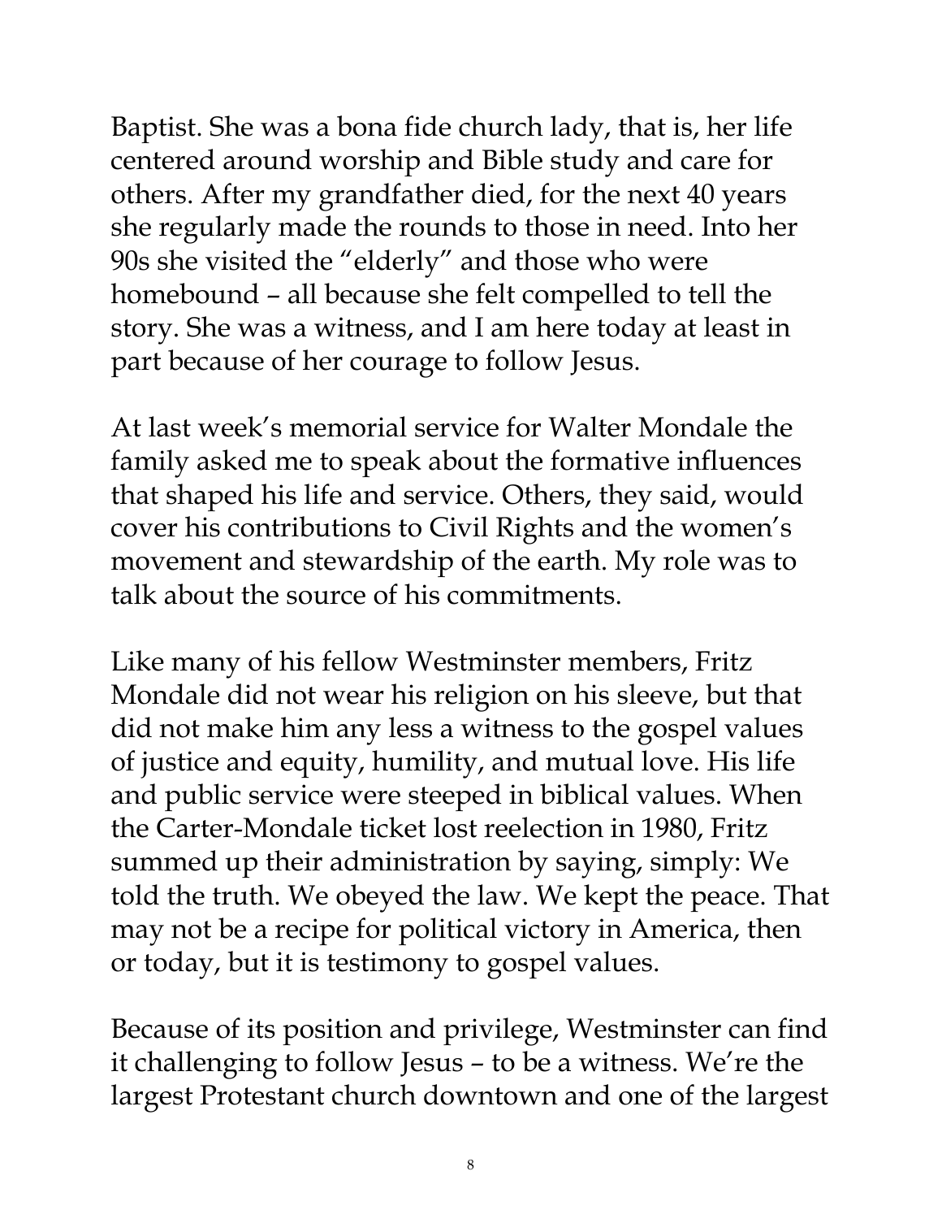Baptist. She was a bona fide church lady, that is, her life centered around worship and Bible study and care for others. After my grandfather died, for the next 40 years she regularly made the rounds to those in need. Into her 90s she visited the "elderly" and those who were homebound – all because she felt compelled to tell the story. She was a witness, and I am here today at least in part because of her courage to follow Jesus.

At last week's memorial service for Walter Mondale the family asked me to speak about the formative influences that shaped his life and service. Others, they said, would cover his contributions to Civil Rights and the women's movement and stewardship of the earth. My role was to talk about the source of his commitments.

Like many of his fellow Westminster members, Fritz Mondale did not wear his religion on his sleeve, but that did not make him any less a witness to the gospel values of justice and equity, humility, and mutual love. His life and public service were steeped in biblical values. When the Carter-Mondale ticket lost reelection in 1980, Fritz summed up their administration by saying, simply: We told the truth. We obeyed the law. We kept the peace. That may not be a recipe for political victory in America, then or today, but it is testimony to gospel values.

Because of its position and privilege, Westminster can find it challenging to follow Jesus – to be a witness. We're the largest Protestant church downtown and one of the largest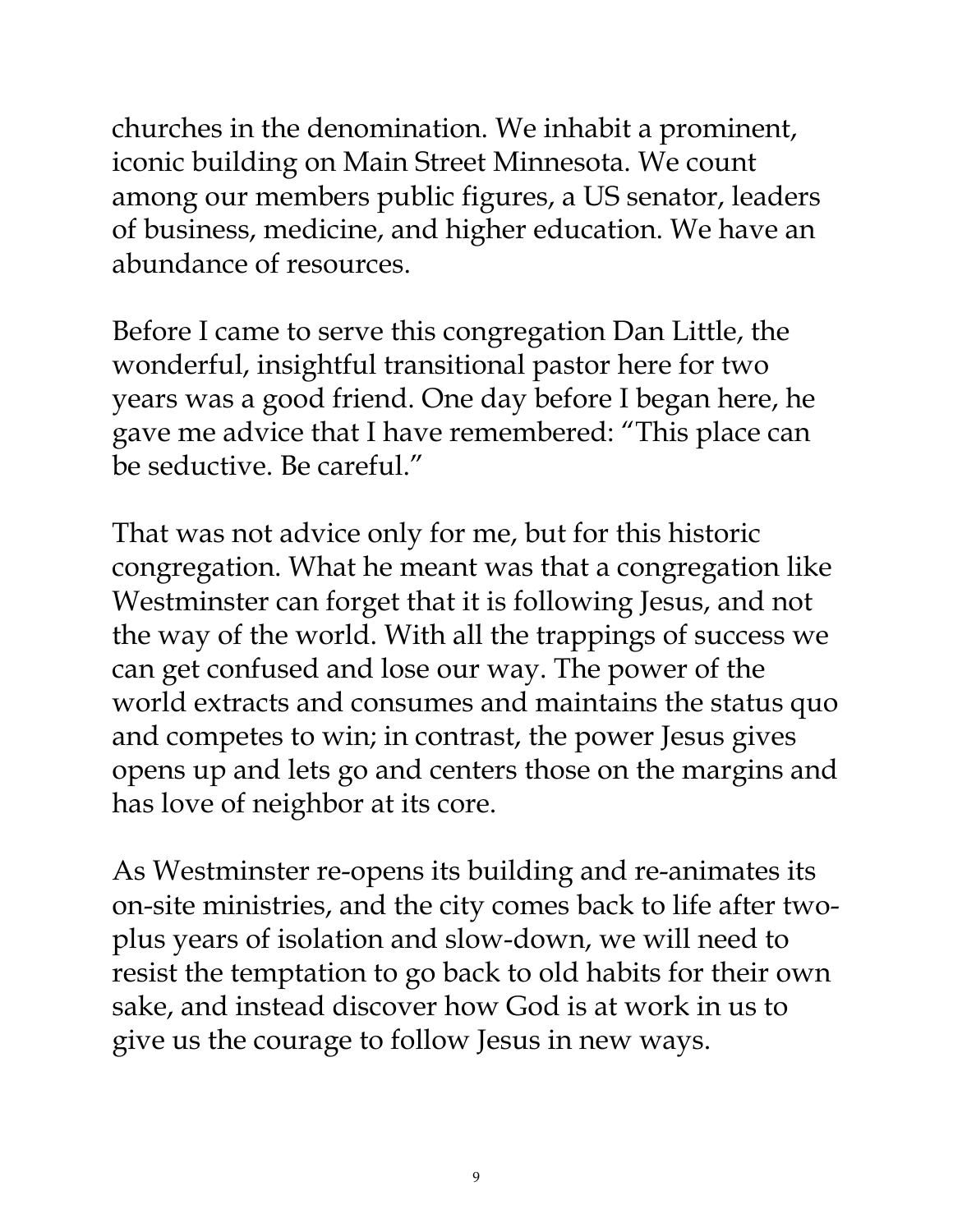churches in the denomination. We inhabit a prominent, iconic building on Main Street Minnesota. We count among our members public figures, a US senator, leaders of business, medicine, and higher education. We have an abundance of resources.

Before I came to serve this congregation Dan Little, the wonderful, insightful transitional pastor here for two years was a good friend. One day before I began here, he gave me advice that I have remembered: "This place can be seductive. Be careful."

That was not advice only for me, but for this historic congregation. What he meant was that a congregation like Westminster can forget that it is following Jesus, and not the way of the world. With all the trappings of success we can get confused and lose our way. The power of the world extracts and consumes and maintains the status quo and competes to win; in contrast, the power Jesus gives opens up and lets go and centers those on the margins and has love of neighbor at its core.

As Westminster re-opens its building and re-animates its on-site ministries, and the city comes back to life after two-plus years of isolation and slow-down, we will need to resist the temptation to go back to old habits for their own sake, and instead discover how God is at work in us to give us the courage to follow Jesus in new ways.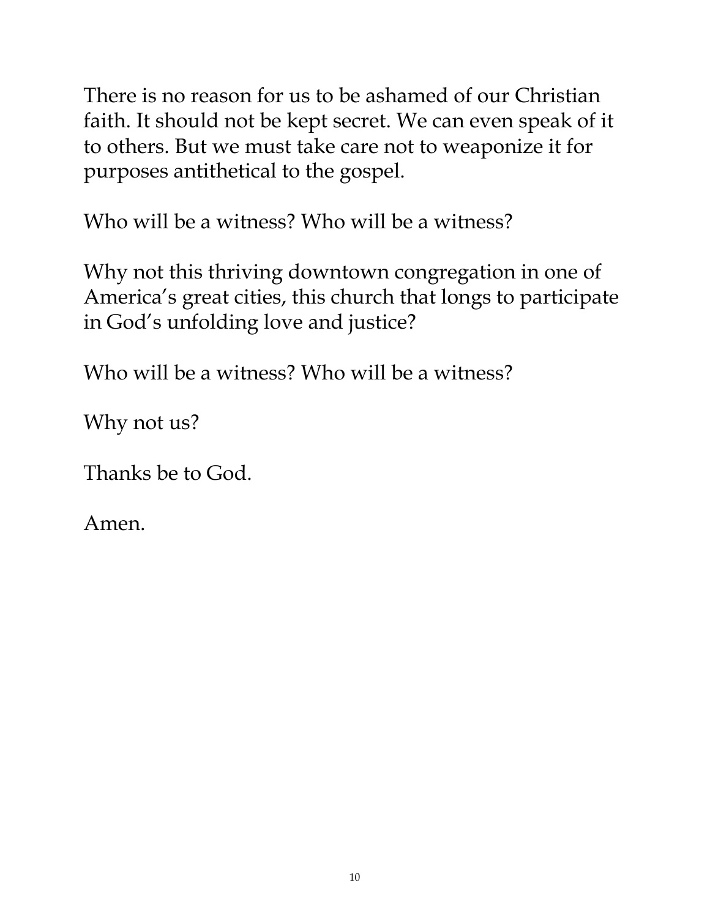There is no reason for us to be ashamed of our Christian faith. It should not be kept secret. We can even speak of it to others. But we must take care not to weaponize it for purposes antithetical to the gospel.

Who will be a witness? Who will be a witness?

Why not this thriving downtown congregation in one of America's great cities, this church that longs to participate in God's unfolding love and justice?

Who will be a witness? Who will be a witness?

Why not us?

Thanks be to God.

Amen.